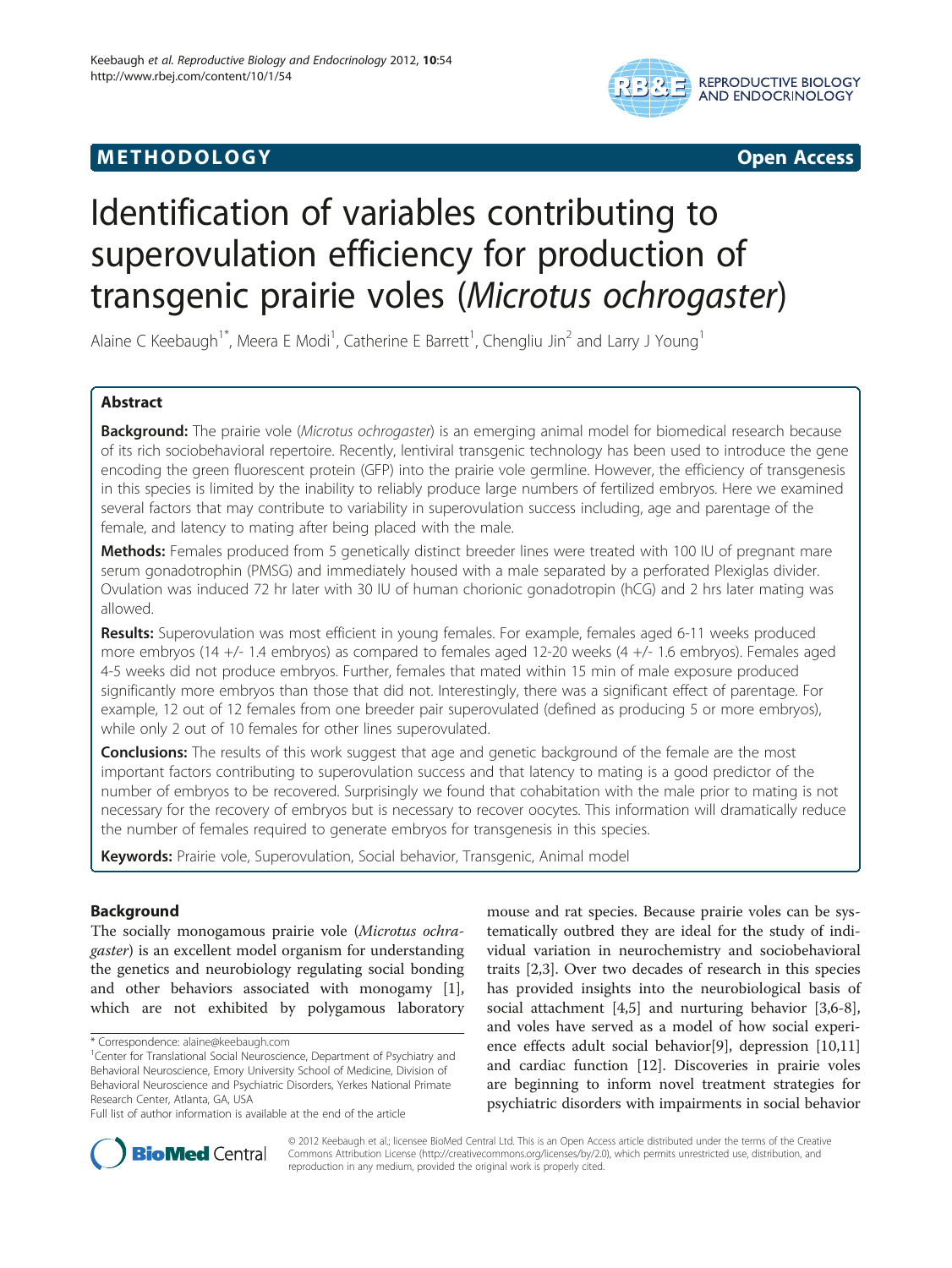**METHODOLOGY** **Open Access**

# Identification of variables contributing to superovulation efficiency for production of transgenic prairie voles (*Microtus ochrogaster*)

Alaine C Keebaugh[1*], Meera E Modi[1], Catherine E Barrett[1], Chengliu Jin[2] and Larry J Young[1]

## Abstract

**Background:** The prairie vole (*Microtus ochrogaster*) is an emerging animal model for biomedical research because of its rich sociobehavioral repertoire. Recently, lentiviral transgenic technology has been used to introduce the gene encoding the green fluorescent protein (GFP) into the prairie vole germline. However, the efficiency of transgenesis in this species is limited by the inability to reliably produce large numbers of fertilized embryos. Here we examined several factors that may contribute to variability in superovulation success including, age and parentage of the female, and latency to mating after being placed with the male.

**Methods:** Females produced from 5 genetically distinct breeder lines were treated with 100 IU of pregnant mare serum gonadotrophin (PMSG) and immediately housed with a male separated by a perforated Plexiglas divider. Ovulation was induced 72 hr later with 30 IU of human chorionic gonadotropin (hCG) and 2 hrs later mating was allowed.

**Results:** Superovulation was most efficient in young females. For example, females aged 6-11 weeks produced more embryos (14 +/- 1.4 embryos) as compared to females aged 12-20 weeks (4 +/- 1.6 embryos). Females aged 4-5 weeks did not produce embryos. Further, females that mated within 15 min of male exposure produced significantly more embryos than those that did not. Interestingly, there was a significant effect of parentage. For example, 12 out of 12 females from one breeder pair superovulated (defined as producing 5 or more embryos), while only 2 out of 10 females for other lines superovulated.

**Conclusions:** The results of this work suggest that age and genetic background of the female are the most important factors contributing to superovulation success and that latency to mating is a good predictor of the number of embryos to be recovered. Surprisingly we found that cohabitation with the male prior to mating is not necessary for the recovery of embryos but is necessary to recover oocytes. This information will dramatically reduce the number of females required to generate embryos for transgenesis in this species.

**Keywords:** Prairie vole, Superovulation, Social behavior, Transgenic, Animal model

## Background

The socially monogamous prairie vole (*Microtus ochragaster*) is an excellent model organism for understanding the genetics and neurobiology regulating social bonding and other behaviors associated with monogamy [1], which are not exhibited by polygamous laboratory mouse and rat species. Because prairie voles can be systematically outbred they are ideal for the study of individual variation in neurochemistry and sociobehavioral traits [2,3]. Over two decades of research in this species has provided insights into the neurobiological basis of social attachment [4,5] and nurturing behavior [3,6-8], and voles have served as a model of how social experience effects adult social behavior[9], depression [10,11] and cardiac function [12]. Discoveries in prairie voles are beginning to inform novel treatment strategies for psychiatric disorders with impairments in social behavior

\* Correspondence: alaine@keebaugh.com
[1]Center for Translational Social Neuroscience, Department of Psychiatry and Behavioral Neuroscience, Emory University School of Medicine, Division of Behavioral Neuroscience and Psychiatric Disorders, Yerkes National Primate Research Center, Atlanta, GA, USA
Full list of author information is available at the end of the article

© 2012 Keebaugh et al.; licensee BioMed Central Ltd. This is an Open Access article distributed under the terms of the Creative Commons Attribution License (http://creativecommons.org/licenses/by/2.0), which permits unrestricted use, distribution, and reproduction in any medium, provided the original work is properly cited.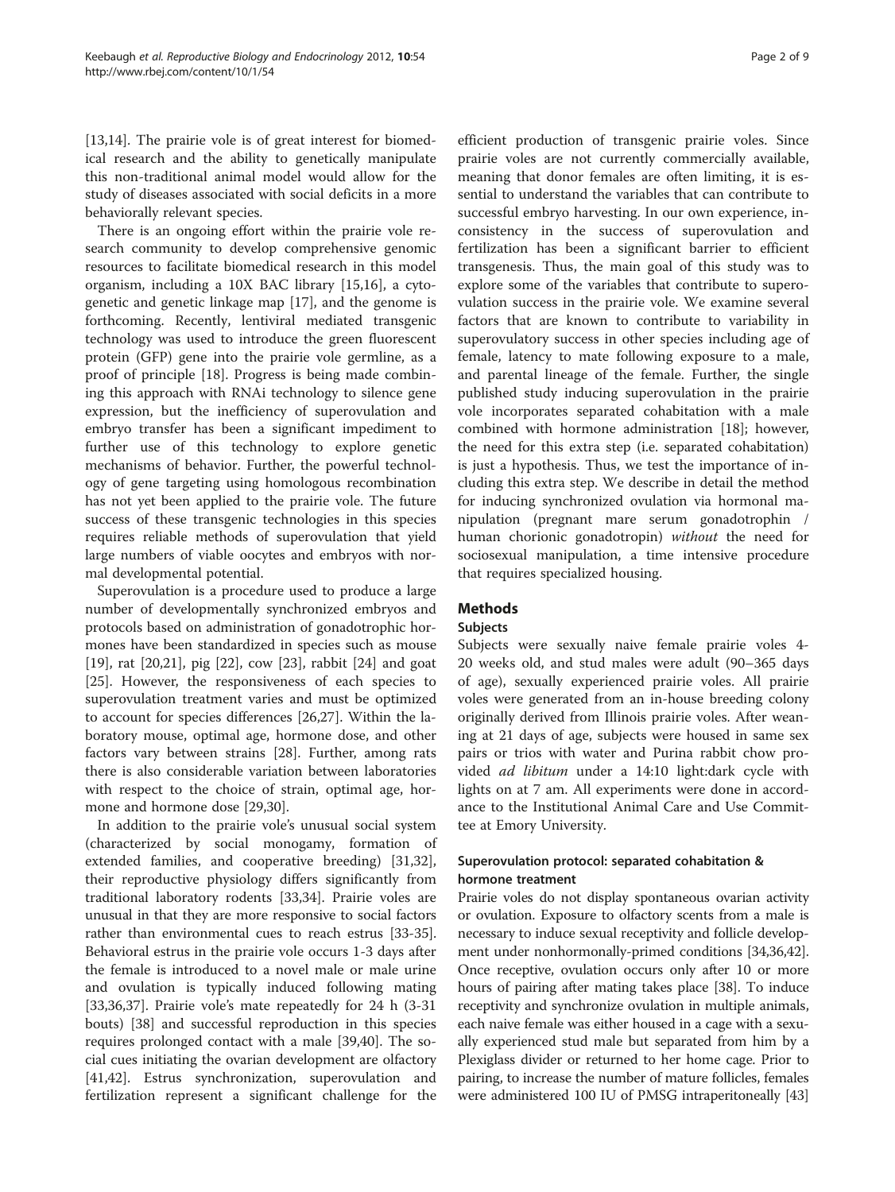[13,14]. The prairie vole is of great interest for biomedical research and the ability to genetically manipulate this non-traditional animal model would allow for the study of diseases associated with social deficits in a more behaviorally relevant species.

There is an ongoing effort within the prairie vole research community to develop comprehensive genomic resources to facilitate biomedical research in this model organism, including a 10X BAC library [15,16], a cytogenetic and genetic linkage map [17], and the genome is forthcoming. Recently, lentiviral mediated transgenic technology was used to introduce the green fluorescent protein (GFP) gene into the prairie vole germline, as a proof of principle [18]. Progress is being made combining this approach with RNAi technology to silence gene expression, but the inefficiency of superovulation and embryo transfer has been a significant impediment to further use of this technology to explore genetic mechanisms of behavior. Further, the powerful technology of gene targeting using homologous recombination has not yet been applied to the prairie vole. The future success of these transgenic technologies in this species requires reliable methods of superovulation that yield large numbers of viable oocytes and embryos with normal developmental potential.

Superovulation is a procedure used to produce a large number of developmentally synchronized embryos and protocols based on administration of gonadotrophic hormones have been standardized in species such as mouse [19], rat [20,21], pig [22], cow [23], rabbit [24] and goat [25]. However, the responsiveness of each species to superovulation treatment varies and must be optimized to account for species differences [26,27]. Within the laboratory mouse, optimal age, hormone dose, and other factors vary between strains [28]. Further, among rats there is also considerable variation between laboratories with respect to the choice of strain, optimal age, hormone and hormone dose [29,30].

In addition to the prairie vole's unusual social system (characterized by social monogamy, formation of extended families, and cooperative breeding) [31,32], their reproductive physiology differs significantly from traditional laboratory rodents [33,34]. Prairie voles are unusual in that they are more responsive to social factors rather than environmental cues to reach estrus [33-35]. Behavioral estrus in the prairie vole occurs 1-3 days after the female is introduced to a novel male or male urine and ovulation is typically induced following mating [33,36,37]. Prairie vole's mate repeatedly for 24 h (3-31 bouts) [38] and successful reproduction in this species requires prolonged contact with a male [39,40]. The social cues initiating the ovarian development are olfactory [41,42]. Estrus synchronization, superovulation and fertilization represent a significant challenge for the efficient production of transgenic prairie voles. Since prairie voles are not currently commercially available, meaning that donor females are often limiting, it is essential to understand the variables that can contribute to successful embryo harvesting. In our own experience, inconsistency in the success of superovulation and fertilization has been a significant barrier to efficient transgenesis. Thus, the main goal of this study was to explore some of the variables that contribute to superovulation success in the prairie vole. We examine several factors that are known to contribute to variability in superovulatory success in other species including age of female, latency to mate following exposure to a male, and parental lineage of the female. Further, the single published study inducing superovulation in the prairie vole incorporates separated cohabitation with a male combined with hormone administration [18]; however, the need for this extra step (i.e. separated cohabitation) is just a hypothesis. Thus, we test the importance of including this extra step. We describe in detail the method for inducing synchronized ovulation via hormonal manipulation (pregnant mare serum gonadotrophin / human chorionic gonadotropin) *without* the need for sociosexual manipulation, a time intensive procedure that requires specialized housing.

## Methods

### Subjects

Subjects were sexually naive female prairie voles 4-20 weeks old, and stud males were adult (90–365 days of age), sexually experienced prairie voles. All prairie voles were generated from an in-house breeding colony originally derived from Illinois prairie voles. After weaning at 21 days of age, subjects were housed in same sex pairs or trios with water and Purina rabbit chow provided *ad libitum* under a 14:10 light:dark cycle with lights on at 7 am. All experiments were done in accordance to the Institutional Animal Care and Use Committee at Emory University.

### Superovulation protocol: separated cohabitation & hormone treatment

Prairie voles do not display spontaneous ovarian activity or ovulation. Exposure to olfactory scents from a male is necessary to induce sexual receptivity and follicle development under nonhormonally-primed conditions [34,36,42]. Once receptive, ovulation occurs only after 10 or more hours of pairing after mating takes place [38]. To induce receptivity and synchronize ovulation in multiple animals, each naive female was either housed in a cage with a sexually experienced stud male but separated from him by a Plexiglass divider or returned to her home cage. Prior to pairing, to increase the number of mature follicles, females were administered 100 IU of PMSG intraperitoneally [43]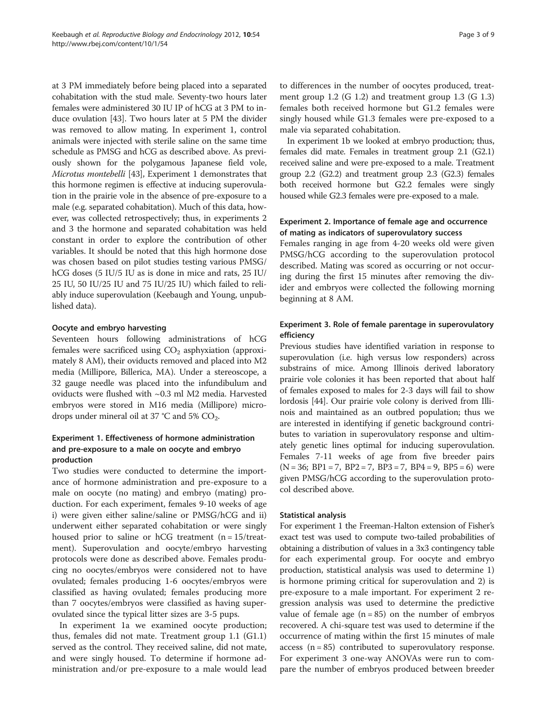at 3 PM immediately before being placed into a separated cohabitation with the stud male. Seventy-two hours later females were administered 30 IU IP of hCG at 3 PM to induce ovulation [43]. Two hours later at 5 PM the divider was removed to allow mating. In experiment 1, control animals were injected with sterile saline on the same time schedule as PMSG and hCG as described above. As previously shown for the polygamous Japanese field vole, *Microtus montebelli* [43], Experiment 1 demonstrates that this hormone regimen is effective at inducing superovulation in the prairie vole in the absence of pre-exposure to a male (e.g. separated cohabitation). Much of this data, however, was collected retrospectively; thus, in experiments 2 and 3 the hormone and separated cohabitation was held constant in order to explore the contribution of other variables. It should be noted that this high hormone dose was chosen based on pilot studies testing various PMSG/hCG doses (5 IU/5 IU as is done in mice and rats, 25 IU/25 IU, 50 IU/25 IU and 75 IU/25 IU) which failed to reliably induce superovulation (Keebaugh and Young, unpublished data).

#### Oocyte and embryo harvesting

Seventeen hours following administrations of hCG females were sacrificed using $CO_2$ asphyxiation (approximately 8 AM), their oviducts removed and placed into M2 media (Millipore, Billerica, MA). Under a stereoscope, a 32 gauge needle was placed into the infundibulum and oviducts were flushed with ~0.3 ml M2 media. Harvested embryos were stored in M16 media (Millipore) microdrops under mineral oil at 37 °C and 5% $CO_2$.

### Experiment 1. Effectiveness of hormone administration and pre-exposure to a male on oocyte and embryo production

Two studies were conducted to determine the importance of hormone administration and pre-exposure to a male on oocyte (no mating) and embryo (mating) production. For each experiment, females 9-10 weeks of age i) were given either saline/saline or PMSG/hCG and ii) underwent either separated cohabitation or were singly housed prior to saline or hCG treatment (n = 15/treatment). Superovulation and oocyte/embryo harvesting protocols were done as described above. Females producing no oocytes/embryos were considered not to have ovulated; females producing 1-6 oocytes/embryos were classified as having ovulated; females producing more than 7 oocytes/embryos were classified as having superovulated since the typical litter sizes are 3-5 pups.

In experiment 1a we examined oocyte production; thus, females did not mate. Treatment group 1.1 (G1.1) served as the control. They received saline, did not mate, and were singly housed. To determine if hormone administration and/or pre-exposure to a male would lead to differences in the number of oocytes produced, treatment group 1.2 (G 1.2) and treatment group 1.3 (G 1.3) females both received hormone but G1.2 females were singly housed while G1.3 females were pre-exposed to a male via separated cohabitation.

In experiment 1b we looked at embryo production; thus, females did mate. Females in treatment group 2.1 (G2.1) received saline and were pre-exposed to a male. Treatment group 2.2 (G2.2) and treatment group 2.3 (G2.3) females both received hormone but G2.2 females were singly housed while G2.3 females were pre-exposed to a male.

### Experiment 2. Importance of female age and occurrence of mating as indicators of superovulatory success

Females ranging in age from 4-20 weeks old were given PMSG/hCG according to the superovulation protocol described. Mating was scored as occurring or not occurring during the first 15 minutes after removing the divider and embryos were collected the following morning beginning at 8 AM.

### Experiment 3. Role of female parentage in superovulatory efficiency

Previous studies have identified variation in response to superovulation (i.e. high versus low responders) across substrains of mice. Among Illinois derived laboratory prairie vole colonies it has been reported that about half of females exposed to males for 2-3 days will fail to show lordosis [44]. Our prairie vole colony is derived from Illinois and maintained as an outbred population; thus we are interested in identifying if genetic background contributes to variation in superovulatory response and ultimately genetic lines optimal for inducing superovulation. Females 7-11 weeks of age from five breeder pairs (N = 36; BP1 = 7, BP2 = 7, BP3 = 7, BP4 = 9, BP5 = 6) were given PMSG/hCG according to the superovulation protocol described above.

#### Statistical analysis

For experiment 1 the Freeman-Halton extension of Fisher's exact test was used to compute two-tailed probabilities of obtaining a distribution of values in a 3x3 contingency table for each experimental group. For oocyte and embryo production, statistical analysis was used to determine 1) is hormone priming critical for superovulation and 2) is pre-exposure to a male important. For experiment 2 regression analysis was used to determine the predictive value of female age (n = 85) on the number of embryos recovered. A chi-square test was used to determine if the occurrence of mating within the first 15 minutes of male access (n = 85) contributed to superovulatory response. For experiment 3 one-way ANOVAs were run to compare the number of embryos produced between breeder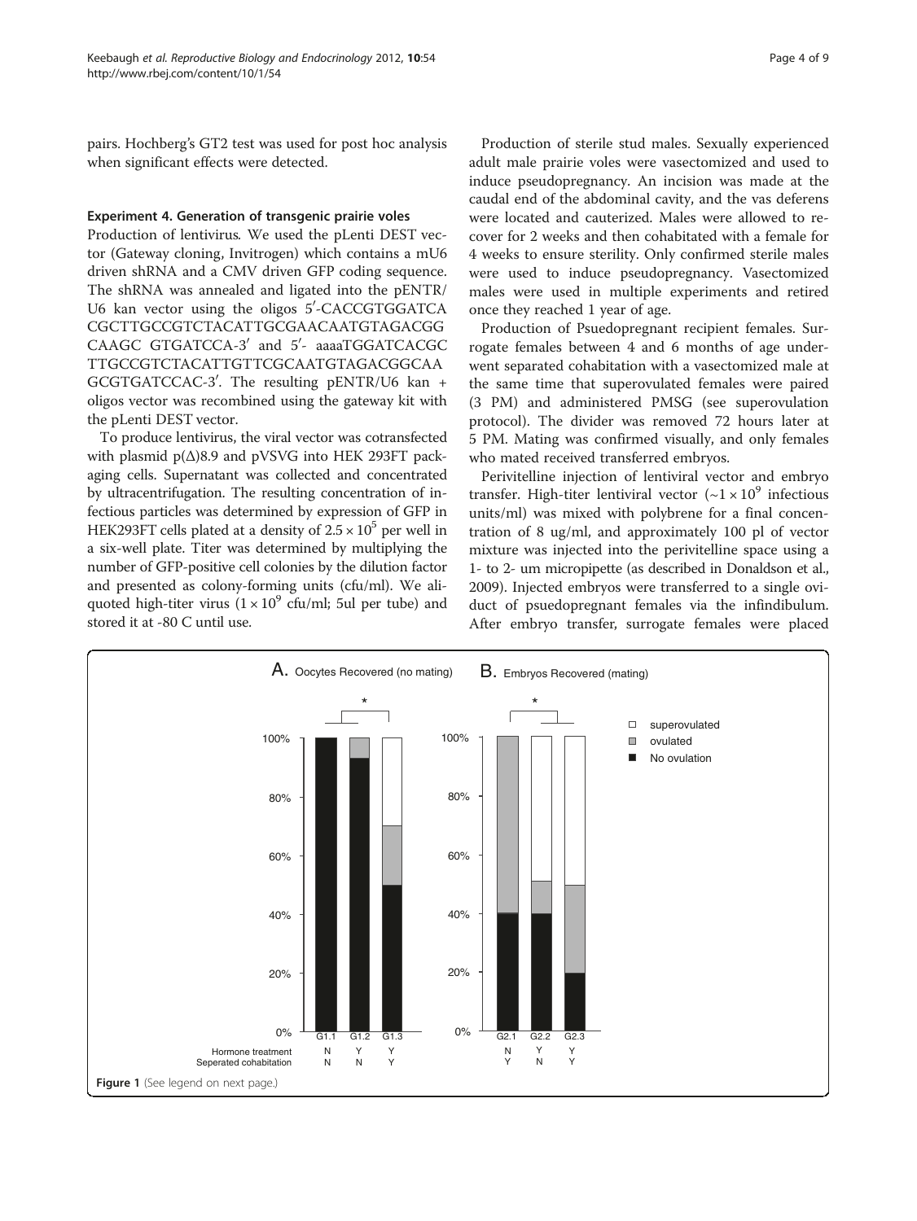pairs. Hochberg's GT2 test was used for post hoc analysis when significant effects were detected.

### Experiment 4. Generation of transgenic prairie voles

Production of lentivirus. We used the pLenti DEST vector (Gateway cloning, Invitrogen) which contains a mU6 driven shRNA and a CMV driven GFP coding sequence. The shRNA was annealed and ligated into the pENTR/U6 kan vector using the oligos 5′-CACCGTGGATCA CGCTTGCCGTCTACATTGCGAACAATGTAGACGG CAAGC GTGATCCA-3′ and 5′- aaaaTGGATCACGC TTGCCGTCTACATTGTTCGCAATGTAGACGGCAA GCGTGATCCAC-3′. The resulting pENTR/U6 kan + oligos vector was recombined using the gateway kit with the pLenti DEST vector.

To produce lentivirus, the viral vector was cotransfected with plasmid p(Δ)8.9 and pVSVG into HEK 293FT packaging cells. Supernatant was collected and concentrated by ultracentrifugation. The resulting concentration of infectious particles was determined by expression of GFP in HEK293FT cells plated at a density of $2.5 \times 10^5$ per well in a six-well plate. Titer was determined by multiplying the number of GFP-positive cell colonies by the dilution factor and presented as colony-forming units (cfu/ml). We aliquoted high-titer virus ($1 \times 10^9$ cfu/ml; 5ul per tube) and stored it at -80 C until use.

Production of sterile stud males. Sexually experienced adult male prairie voles were vasectomized and used to induce pseudopregnancy. An incision was made at the caudal end of the abdominal cavity, and the vas deferens were located and cauterized. Males were allowed to recover for 2 weeks and then cohabitated with a female for 4 weeks to ensure sterility. Only confirmed sterile males were used to induce pseudopregnancy. Vasectomized males were used in multiple experiments and retired once they reached 1 year of age.

Production of Psuedopregnant recipient females. Surrogate females between 4 and 6 months of age underwent separated cohabitation with a vasectomized male at the same time that superovulated females were paired (3 PM) and administered PMSG (see superovulation protocol). The divider was removed 72 hours later at 5 PM. Mating was confirmed visually, and only females who mated received transferred embryos.

Perivitelline injection of lentiviral vector and embryo transfer. High-titer lentiviral vector ($\sim 1 \times 10^9$ infectious units/ml) was mixed with polybrene for a final concentration of 8 ug/ml, and approximately 100 pl of vector mixture was injected into the perivitelline space using a 1- to 2- um micropipette (as described in Donaldson et al., 2009). Injected embryos were transferred to a single oviduct of psuedopregnant females via the infindibulum. After embryo transfer, surrogate females were placed

Figure 1 (See legend on next page.)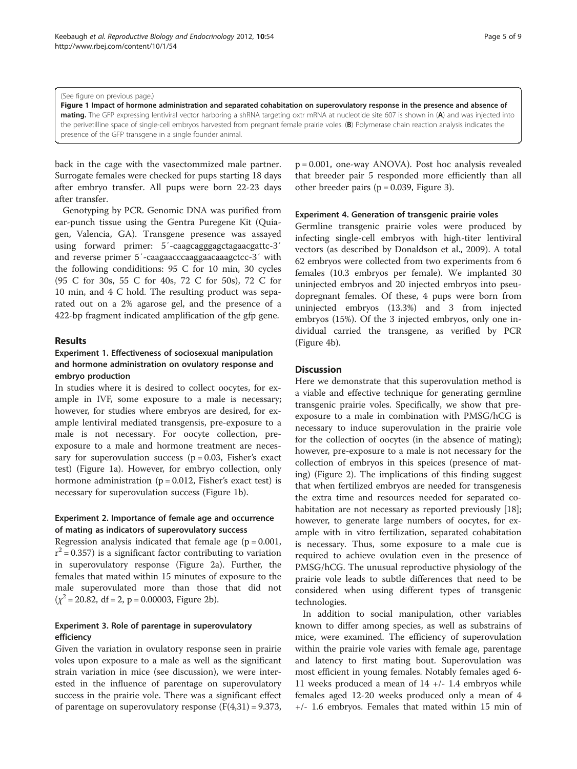(See figure on previous page.)

**Figure 1 Impact of hormone administration and separated cohabitation on superovulatory response in the presence and absence of mating.** The GFP expressing lentiviral vector harboring a shRNA targeting oxtr mRNA at nucleotide site 607 is shown in (**A**) and was injected into the perivetilline space of single-cell embryos harvested from pregnant female prairie voles. (**B**) Polymerase chain reaction analysis indicates the presence of the GFP transgene in a single founder animal.

back in the cage with the vasectommized male partner. Surrogate females were checked for pups starting 18 days after embryo transfer. All pups were born 22-23 days after transfer.

Genotyping by PCR. Genomic DNA was purified from ear-punch tissue using the Gentra Puregene Kit (Quiagen, Valencia, GA). Transgene presence was assayed using forward primer: 5′-caagcagggagctagaacgattc-3′ and reverse primer 5′-caagaacccaaggaacaaagctcc-3′ with the following condiditions: 95 C for 10 min, 30 cycles (95 C for 30s, 55 C for 40s, 72 C for 50s), 72 C for 10 min, and 4 C hold. The resulting product was separated out on a 2% agarose gel, and the presence of a 422-bp fragment indicated amplification of the gfp gene.

## Results

### Experiment 1. Effectiveness of sociosexual manipulation and hormone administration on ovulatory response and embryo production

In studies where it is desired to collect oocytes, for example in IVF, some exposure to a male is necessary; however, for studies where embryos are desired, for example lentiviral mediated transgensis, pre-exposure to a male is not necessary. For oocyte collection, pre-exposure to a male and hormone treatment are necessary for superovulation success ($p = 0.03$, Fisher's exact test) (Figure 1a). However, for embryo collection, only hormone administration ($p = 0.012$, Fisher's exact test) is necessary for superovulation success (Figure 1b).

### Experiment 2. Importance of female age and occurrence of mating as indicators of superovulatory success

Regression analysis indicated that female age ($p = 0.001$, $r^2 = 0.357$) is a significant factor contributing to variation in superovulatory response (Figure 2a). Further, the females that mated within 15 minutes of exposure to the male superovulated more than those that did not ($\chi^2 = 20.82$, df = 2, $p = 0.00003$, Figure 2b).

### Experiment 3. Role of parentage in superovulatory efficiency

Given the variation in ovulatory response seen in prairie voles upon exposure to a male as well as the significant strain variation in mice (see discussion), we were interested in the influence of parentage on superovulatory success in the prairie vole. There was a significant effect of parentage on superovulatory response ($F(4,31) = 9.373$, $p = 0.001$, one-way ANOVA). Post hoc analysis revealed that breeder pair 5 responded more efficiently than all other breeder pairs ($p = 0.039$, Figure 3).

### Experiment 4. Generation of transgenic prairie voles

Germline transgenic prairie voles were produced by infecting single-cell embryos with high-titer lentiviral vectors (as described by Donaldson et al., 2009). A total 62 embryos were collected from two experiments from 6 females (10.3 embryos per female). We implanted 30 uninjected embryos and 20 injected embryos into pseudopregnant females. Of these, 4 pups were born from uninjected embryos (13.3%) and 3 from injected embryos (15%). Of the 3 injected embryos, only one individual carried the transgene, as verified by PCR (Figure 4b).

## Discussion

Here we demonstrate that this superovulation method is a viable and effective technique for generating germline transgenic prairie voles. Specifically, we show that pre-exposure to a male in combination with PMSG/hCG is necessary to induce superovulation in the prairie vole for the collection of oocytes (in the absence of mating); however, pre-exposure to a male is not necessary for the collection of embryos in this speices (presence of mating) (Figure 2). The implications of this finding suggest that when fertilized embryos are needed for transgenesis the extra time and resources needed for separated cohabitation are not necessary as reported previously [18]; however, to generate large numbers of oocytes, for example with in vitro fertilization, separated cohabitation is necessary. Thus, some exposure to a male cue is required to achieve ovulation even in the presence of PMSG/hCG. The unusual reproductive physiology of the prairie vole leads to subtle differences that need to be considered when using different types of transgenic technologies.

In addition to social manipulation, other variables known to differ among species, as well as substrains of mice, were examined. The efficiency of superovulation within the prairie vole varies with female age, parentage and latency to first mating bout. Superovulation was most efficient in young females. Notably females aged 6-11 weeks produced a mean of 14 +/- 1.4 embryos while females aged 12-20 weeks produced only a mean of 4 +/- 1.6 embryos. Females that mated within 15 min of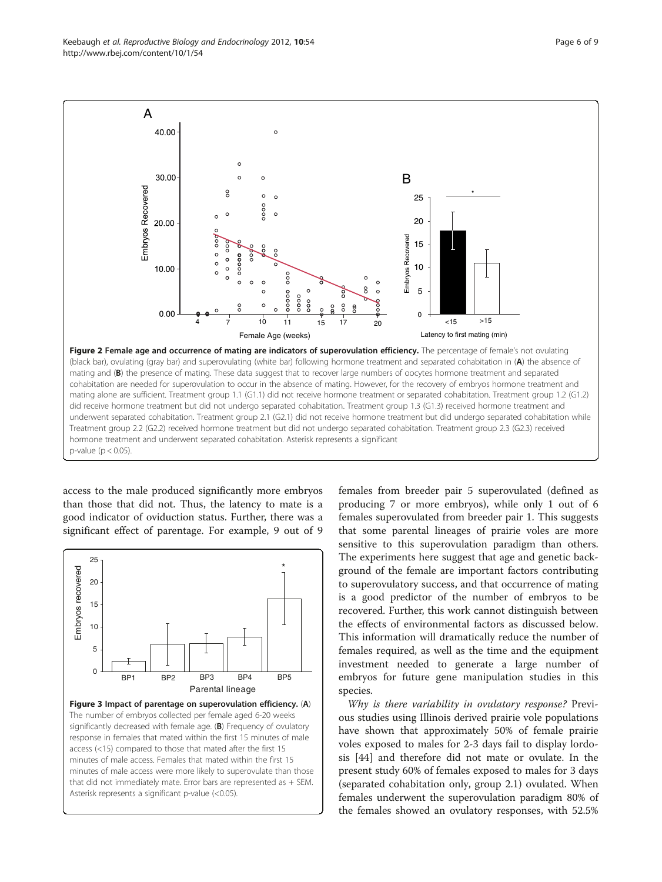**Figure 2 Female age and occurrence of mating are indicators of superovulation efficiency.** The percentage of female's not ovulating (black bar), ovulating (gray bar) and superovulating (white bar) following hormone treatment and separated cohabitation in (**A**) the absence of mating and (**B**) the presence of mating. These data suggest that to recover large numbers of oocytes hormone treatment and separated cohabitation are needed for superovulation to occur in the absence of mating. However, for the recovery of embryos hormone treatment and mating alone are sufficient. Treatment group 1.1 (G1.1) did not receive hormone treatment or separated cohabitation. Treatment group 1.2 (G1.2) did receive hormone treatment but did not undergo separated cohabitation. Treatment group 1.3 (G1.3) received hormone treatment and underwent separated cohabitation. Treatment group 2.1 (G2.1) did not receive hormone treatment but did undergo separated cohabitation while Treatment group 2.2 (G2.2) received hormone treatment but did not undergo separated cohabitation. Treatment group 2.3 (G2.3) received hormone treatment and underwent separated cohabitation. Asterisk represents a significant p-value ($p < 0.05$).

access to the male produced significantly more embryos than those that did not. Thus, the latency to mate is a good indicator of oviduction status. Further, there was a significant effect of parentage. For example, 9 out of 9 females from breeder pair 5 superovulated (defined as producing 7 or more embryos), while only 1 out of 6 females superovulated from breeder pair 1. This suggests that some parental lineages of prairie voles are more sensitive to this superovulation paradigm than others. The experiments here suggest that age and genetic background of the female are important factors contributing to superovulatory success, and that occurrence of mating is a good predictor of the number of embryos to be recovered. Further, this work cannot distinguish between the effects of environmental factors as discussed below. This information will dramatically reduce the number of females required, as well as the time and the equipment investment needed to generate a large number of embryos for future gene manipulation studies in this species.

**Figure 3 Impact of parentage on superovulation efficiency.** (**A**) The number of embryos collected per female aged 6-20 weeks significantly decreased with female age. (**B**) Frequency of ovulatory response in females that mated within the first 15 minutes of male access (<15) compared to those that mated after the first 15 minutes of male access. Females that mated within the first 15 minutes of male access were more likely to superovulate than those that did not immediately mate. Error bars are represented as + SEM. Asterisk represents a significant p-value (<0.05).

*Why is there variability in ovulatory response?* Previous studies using Illinois derived prairie vole populations have shown that approximately 50% of female prairie voles exposed to males for 2-3 days fail to display lordosis [44] and therefore did not mate or ovulate. In the present study 60% of females exposed to males for 3 days (separated cohabitation only, group 2.1) ovulated. When females underwent the superovulation paradigm 80% of the females showed an ovulatory responses, with 52.5%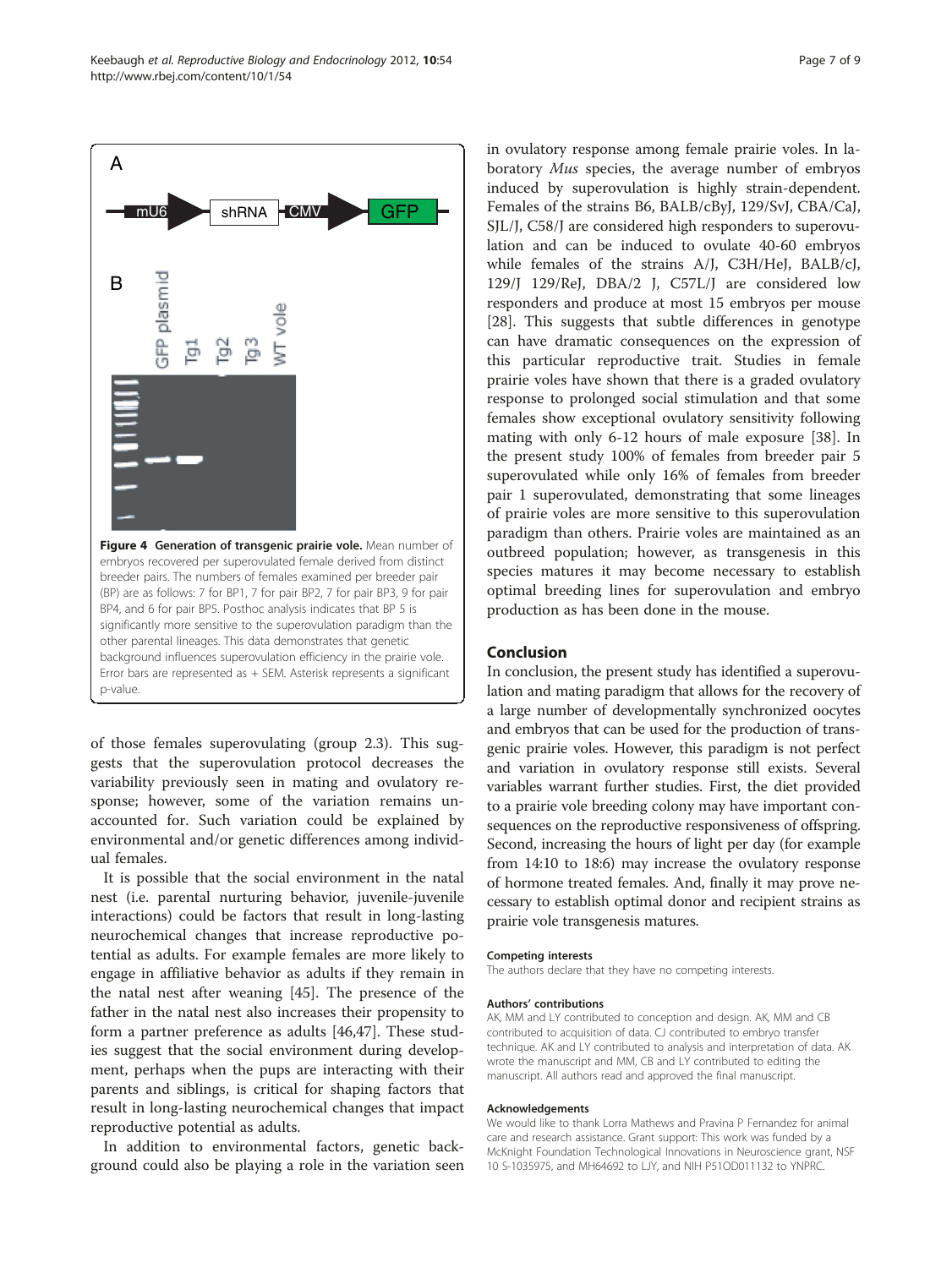A

mU6 shRNA CMV GFP

B

GFP plasmid Tg1 Tg2 Tg3 WT vole

**Figure 4 Generation of transgenic prairie vole.** Mean number of embryos recovered per superovulated female derived from distinct breeder pairs. The numbers of females examined per breeder pair (BP) are as follows: 7 for BP1, 7 for pair BP2, 7 for pair BP3, 9 for pair BP4, and 6 for pair BP5. Posthoc analysis indicates that BP 5 is significantly more sensitive to the superovulation paradigm than the other parental lineages. This data demonstrates that genetic background influences superovulation efficiency in the prairie vole. Error bars are represented as + SEM. Asterisk represents a significant p-value.

of those females superovulating (group 2.3). This suggests that the superovulation protocol decreases the variability previously seen in mating and ovulatory response; however, some of the variation remains unaccounted for. Such variation could be explained by environmental and/or genetic differences among individual females.

It is possible that the social environment in the natal nest (i.e. parental nurturing behavior, juvenile-juvenile interactions) could be factors that result in long-lasting neurochemical changes that increase reproductive potential as adults. For example females are more likely to engage in affiliative behavior as adults if they remain in the natal nest after weaning [45]. The presence of the father in the natal nest also increases their propensity to form a partner preference as adults [46,47]. These studies suggest that the social environment during development, perhaps when the pups are interacting with their parents and siblings, is critical for shaping factors that result in long-lasting neurochemical changes that impact reproductive potential as adults.

In addition to environmental factors, genetic background could also be playing a role in the variation seen in ovulatory response among female prairie voles. In laboratory *Mus* species, the average number of embryos induced by superovulation is highly strain-dependent. Females of the strains B6, BALB/cByJ, 129/SvJ, CBA/CaJ, SJL/J, C58/J are considered high responders to superovulation and can be induced to ovulate 40-60 embryos while females of the strains A/J, C3H/HeJ, BALB/cJ, 129/J 129/ReJ, DBA/2 J, C57L/J are considered low responders and produce at most 15 embryos per mouse [28]. This suggests that subtle differences in genotype can have dramatic consequences on the expression of this particular reproductive trait. Studies in female prairie voles have shown that there is a graded ovulatory response to prolonged social stimulation and that some females show exceptional ovulatory sensitivity following mating with only 6-12 hours of male exposure [38]. In the present study 100% of females from breeder pair 5 superovulated while only 16% of females from breeder pair 1 superovulated, demonstrating that some lineages of prairie voles are more sensitive to this superovulation paradigm than others. Prairie voles are maintained as an outbreed population; however, as transgenesis in this species matures it may become necessary to establish optimal breeding lines for superovulation and embryo production as has been done in the mouse.

## Conclusion

In conclusion, the present study has identified a superovulation and mating paradigm that allows for the recovery of a large number of developmentally synchronized oocytes and embryos that can be used for the production of transgenic prairie voles. However, this paradigm is not perfect and variation in ovulatory response still exists. Several variables warrant further studies. First, the diet provided to a prairie vole breeding colony may have important consequences on the reproductive responsiveness of offspring. Second, increasing the hours of light per day (for example from 14:10 to 18:6) may increase the ovulatory response of hormone treated females. And, finally it may prove necessary to establish optimal donor and recipient strains as prairie vole transgenesis matures.

#### Competing interests

The authors declare that they have no competing interests.

#### Authors' contributions

AK, MM and LY contributed to conception and design. AK, MM and CB contributed to acquisition of data. CJ contributed to embryo transfer technique. AK and LY contributed to analysis and interpretation of data. AK wrote the manuscript and MM, CB and LY contributed to editing the manuscript. All authors read and approved the final manuscript.

#### Acknowledgements

We would like to thank Lorra Mathews and Pravina P Fernandez for animal care and research assistance. Grant support: This work was funded by a McKnight Foundation Technological Innovations in Neuroscience grant, NSF 10 S-1035975, and MH64692 to LJY, and NIH P51OD011132 to YNPRC.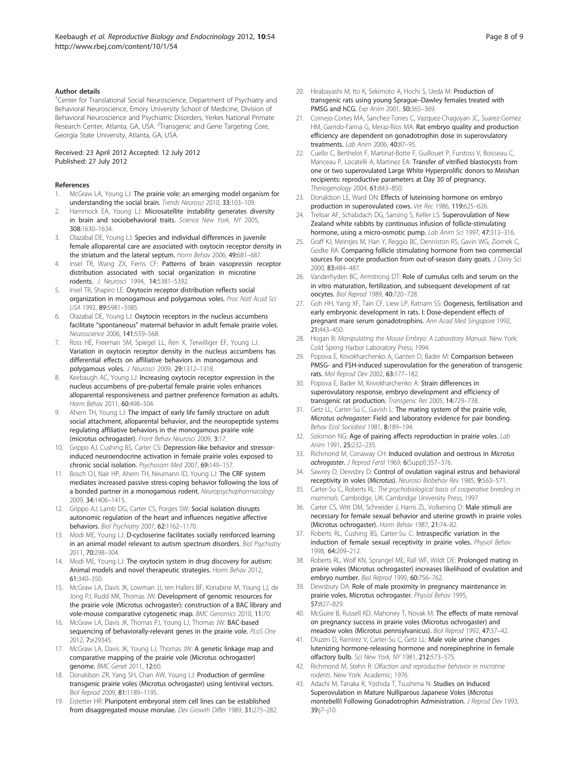#### Author details

[1]Center for Translational Social Neuroscience, Department of Psychiatry and Behavioral Neuroscience, Emory University School of Medicine, Division of Behavioral Neuroscience and Psychiatric Disorders, Yerkes National Primate Research Center, Atlanta, GA, USA. [2]Transgenic and Gene Targeting Core, Georgia State University, Atlanta, GA, USA.

Received: 23 April 2012 Accepted: 12 July 2012
Published: 27 July 2012

#### References

1. McGraw LA, Young LJ: **The prairie vole: an emerging model organism for understanding the social brain.** *Trends Neurosci* 2010, **33:**103–109.
2. Hammock EA, Young LJ: **Microsatellite instability generates diversity in brain and sociobehavioral traits.** *Science New York, NY* 2005, **308:**1630–1634.
3. Olazabal DE, Young LJ: **Species and individual differences in juvenile female alloparental care are associated with oxytocin receptor density in the striatum and the lateral septum.** *Horm Behav* 2006, **49:**681–687.
4. Insel TR, Wang ZX, Ferris CF: **Patterns of brain vasopressin receptor distribution associated with social organization in microtine rodents.** *J Neurosci* 1994, **14:**5381–5392.
5. Insel TR, Shapiro LE: **Oxytocin receptor distribution reflects social organization in monogamous and polygamous voles.** *Proc Natl Acad Sci USA* 1992, **89:**5981–5985.
6. Olazabal DE, Young LJ: **Oxytocin receptors in the nucleus accumbens facilitate "spontaneous" maternal behavior in adult female prairie voles.** *Neuroscience* 2006, **141:**559–568.
7. Ross HE, Freeman SM, Spiegel LL, Ren X, Terwilliger EF, Young LJ: **Variation in oxytocin receptor density in the nucleus accumbens has differential effects on affiliative behaviors in monogamous and polygamous voles.** *J Neurosci* 2009, **29:**1312–1318.
8. Keebaugh AC, Young LJ: **Increasing oxytocin receptor expression in the nucleus accumbens of pre-pubertal female prairie voles enhances alloparental responsiveness and partner preference formation as adults.** *Horm Behav* 2011, **60:**498–504.
9. Ahern TH, Young LJ: **The impact of early life family structure on adult social attachment, alloparental behavior, and the neuropeptide systems regulating affiliative behaviors in the monogamous prairie vole (microtus ochrogaster).** *Front Behav Neurosci* 2009, **3:**17.
10. Grippo AJ, Cushing BS, Carter CS: **Depression-like behavior and stressor-induced neuroendocrine activation in female prairie voles exposed to chronic social isolation.** *Psychosom Med* 2007, **69:**149–157.
11. Bosch OJ, Nair HP, Ahern TH, Neumann ID, Young LJ: **The CRF system mediates increased passive stress-coping behavior following the loss of a bonded partner in a monogamous rodent.** *Neuropsychopharmacology* 2009, **34:**1406–1415.
12. Grippo AJ, Lamb DG, Carter CS, Porges SW: **Social isolation disrupts autonomic regulation of the heart and influences negative affective behaviors.** *Biol Psychiatry* 2007, **62:**1162–1170.
13. Modi ME, Young LJ: **D-cycloserine facilitates socially reinforced learning in an animal model relevant to autism spectrum disorders.** *Biol Psychiatry* 2011, **70:**298–304.
14. Modi ME, Young LJ: **The oxytocin system in drug discovery for autism: Animal models and novel therapeutic strategies.** *Horm Behav* 2012, **61:**340–350.
15. McGraw LA, Davis JK, Lowman JJ, ten Hallers BF, Koriabine M, Young LJ, de Jong PJ, Rudd MK, Thomas JW: **Development of genomic resources for the prairie vole (Microtus ochrogaster): construction of a BAC library and vole-mouse comparative cytogenetic map.** *BMC Genomics* 2010, **11:**70.
16. McGraw LA, Davis JK, Thomas PJ, Young LJ, Thomas JW: **BAC-based sequencing of behaviorally-relevant genes in the prairie vole.** *PLoS One* 2012, **7:**e29345.
17. McGraw LA, Davis JK, Young LJ, Thomas JW: **A genetic linkage map and comparative mapping of the prairie vole (Microtus ochrogaster) genome.** *BMC Genet* 2011, **12:**60.
18. Donaldson ZR, Yang SH, Chan AW, Young LJ: **Production of germline transgenic prairie voles (Microtus ochrogaster) using lentiviral vectors.** *Biol Reprod* 2009, **81:**1189–1195.
19. Eistetter HR: **Pluripotent embryonal stem cell lines can be established from disaggregated mouse morulae.** *Dev Growth Differ* 1989, **31:**275–282.
20. Hirabayashi M, Ito K, Sekimoto A, Hochi S, Ueda M: **Production of transgenic rats using young Sprague–Dawley females treated with PMSG and hCG.** *Exp Anim* 2001, **50:**365–369.
21. Cornejo-Cortes MA, Sanchez-Torres C, Vazquez-Chagoyan JC, Suarez-Gomez HM, Garrido-Farina G, Meraz-Rios MA: **Rat embryo quality and production efficiency are dependent on gonadotrophin dose in superovulatory treatments.** *Lab Anim* 2006, **40:**87–95.
22. Cuello C, Berthelot F, Martinat-Botte F, Guillouet P, Furstoss V, Boisseau C, Manceau P, Locatelli A, Martinez EA: **Transfer of vitrified blastocysts from one or two superovulated Large White Hyperprolific donors to Meishan recipients: reproductive parameters at Day 30 of pregnancy.** *Theriogenology* 2004, **61:**843–850.
23. Donaldson LE, Ward DN: **Effects of luteinising hormone on embryo production in superovulated cows.** *Vet Rec* 1986, **119:**625–626.
24. Treloar AF, Schabdach DG, Sansing S, Keller LS: **Superovulation of New Zealand white rabbits by continuous infusion of follicle-stimulating hormone, using a micro-osmotic pump.** *Lab Anim Sci* 1997, **47:**313–316.
25. Graff KJ, Meintjes M, Han Y, Reggio BC, Denniston RS, Gavin WG, Ziomek C, Godke RA: **Comparing follicle stimulating hormone from two commercial sources for oocyte production from out-of-season dairy goats.** *J Dairy Sci* 2000, **83:**484–487.
26. Vanderhyden BC, Armstrong DT: **Role of cumulus cells and serum on the in vitro maturation, fertilization, and subsequent development of rat oocytes.** *Biol Reprod* 1989, **40:**720–728.
27. Goh HH, Yang XF, Tain CF, Liew LP, Ratnam SS: **Oogenesis, fertilisation and early embryonic development in rats. I: Dose-dependent effects of pregnant mare serum gonadotrophins.** *Ann Acad Med Singapore* 1992, **21:**443–450.
28. Hogan B: *Manipulating the Mouse Embryo: A Laboratory Manual.* New York: Cold Spring Harbor Laboratory Press; 1994.
29. Popova E, Krivokharchenko A, Ganten D, Bader M: **Comparison between PMSG- and FSH-induced superovulation for the generation of transgenic rats.** *Mol Reprod Dev* 2002, **63:**177–182.
30. Popova E, Bader M, Krivokharchenko A: **Strain differences in superovulatory response, embryo development and efficiency of transgenic rat production.** *Transgenic Res* 2005, **14:**729–738.
31. Getz LL, Carter-Su C, Gavish L: **The mating system of the prairie vole, *Microtus ochrogaster*: Field and laboratory evidence for pair bonding.** *Behav Ecol Sociobiol* 1981, **8:**189–194.
32. Solomon NG: **Age of pairing affects reproduction in prairie voles.** *Lab Anim* 1991, **25:**232–235.
33. Richmond M, Conaway CH: **Induced ovulation and oestrous in *Microtus ochrogaster*.** *J Reprod Fertil* 1969, **6**(Suppl)**:**357–376.
34. Sawrey D, Dewsbry D: **Control of ovulation vaginal estrus and behavioral receptivity in voles (*Microtus*).** *Neurosci Biobehav Rev* 1985, **9:**563–571.
35. Carter-Su C, Roberts RL: *The psychobiological basis of cooperative breeding in mammals.* Cambridge, UK: Cambridge University Press; 1997.
36. Carter CS, Witt DM, Schneider J, Harris ZL, Volkening D: **Male stimuli are necessary for female sexual behavior and uterine growth in prairie voles (Microtus ochrogaster).** *Horm Behav* 1987, **21:**74–82.
37. Roberts RL, Cushing BS, Carter-Su C: **Intraspecific variation in the induction of female sexual receptivity in prairie voles.** *Physiol Behav* 1998, **64:**209–212.
38. Roberts RL, Wolf KN, Sprangel ME, Rall WF, Wildt DE: **Prolonged mating in prairie voles (Microtus ochrogaster) increases likelihood of ovulation and embryo number.** *Biol Reprod* 1999, **60:**756–762.
39. Dewsbury DA: **Role of male proximity in pregnancy maintenance in prairie voles, Microtus ochrogaster.** *Physiol Behav* 1995, **57:**827–829.
40. McGuire B, Russell KD, Mahoney T, Novak M: **The effects of mate removal on pregnancy success in prairie voles (Microtus ochrogaster) and meadow voles (Microtus pennsylvanicus).** *Biol Reprod* 1992, **47:**37–42.
41. Dluzen D, Ramirez V, Carter-Su C, Getz LL: **Male vole urine changes lutenizing hormone-releasing hormone and norepinephrine in female olfactory bulb.** *Sci New York, NY* 1981, **212:**573–575.
42. Richmond M, Stehn R: *Olfaction and reproductive behavior in microtine rodents.* New York: Academic; 1976.
43. Adachi M, Tanaka R, Yoshida T, Tsushima N: **Studies on Induced Superovulation in Mature Nulliparous Japanese Voles (*Microtus montebelli*) Following Gonadotrophin Administration.** *J Reprod Dev* 1993, **39:**j7–j10.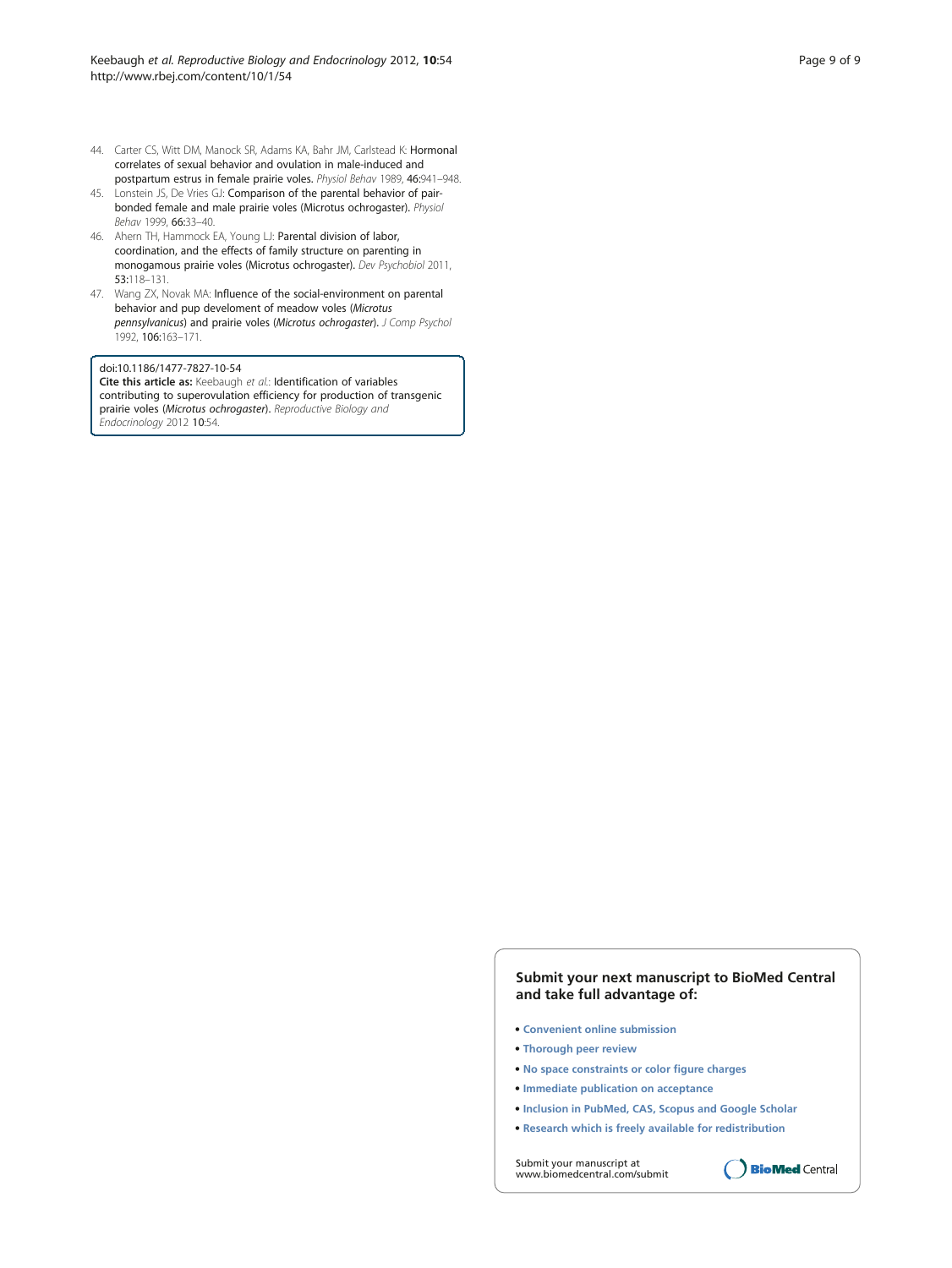44. Carter CS, Witt DM, Manock SR, Adams KA, Bahr JM, Carlstead K: **Hormonal correlates of sexual behavior and ovulation in male-induced and postpartum estrus in female prairie voles.** *Physiol Behav* 1989, **46:**941–948.
45. Lonstein JS, De Vries GJ: **Comparison of the parental behavior of pair-bonded female and male prairie voles (Microtus ochrogaster).** *Physiol Behav* 1999, **66:**33–40.
46. Ahern TH, Hammock EA, Young LJ: **Parental division of labor, coordination, and the effects of family structure on parenting in monogamous prairie voles (Microtus ochrogaster).** *Dev Psychobiol* 2011, **53:**118–131.
47. Wang ZX, Novak MA: **Influence of the social-environment on parental behavior and pup develoment of meadow voles (*Microtus pennsylvanicus*) and prairie voles (*Microtus ochrogaster*).** *J Comp Psychol* 1992, **106:**163–171.

doi:10.1186/1477-7827-10-54

**Cite this article as:** Keebaugh *et al.*: Identification of variables contributing to superovulation efficiency for production of transgenic prairie voles (*Microtus ochrogaster*). *Reproductive Biology and Endocrinology* 2012 **10**:54.

**Submit your next manuscript to BioMed Central and take full advantage of:**

- **Convenient online submission**
- **Thorough peer review**
- **No space constraints or color figure charges**
- **Immediate publication on acceptance**
- **Inclusion in PubMed, CAS, Scopus and Google Scholar**
- **Research which is freely available for redistribution**

Submit your manuscript at
www.biomedcentral.com/submit

BioMed Central